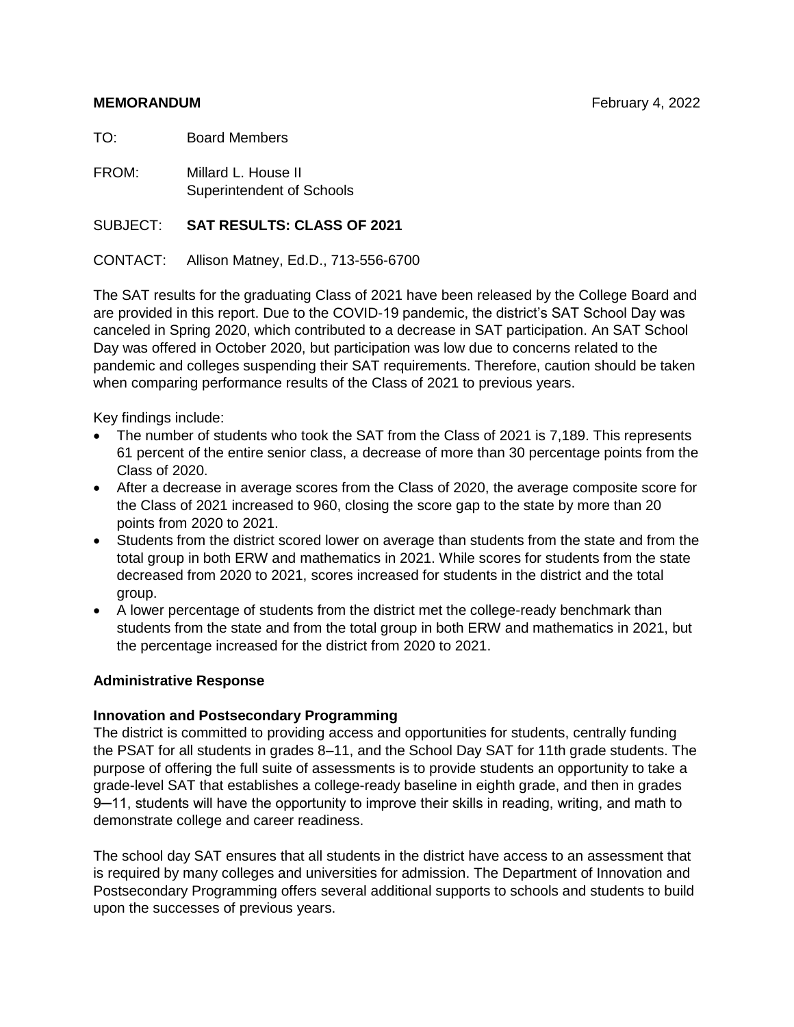**MEMORANDUM** February 4, 2022

TO: Board Members

FROM: Millard L. House II
Superintendent of Schools

SUBJECT: **SAT RESULTS: CLASS OF 2021**

CONTACT: Allison Matney, Ed.D., 713-556-6700

The SAT results for the graduating Class of 2021 have been released by the College Board and are provided in this report. Due to the COVID-19 pandemic, the district's SAT School Day was canceled in Spring 2020, which contributed to a decrease in SAT participation. An SAT School Day was offered in October 2020, but participation was low due to concerns related to the pandemic and colleges suspending their SAT requirements. Therefore, caution should be taken when comparing performance results of the Class of 2021 to previous years.

Key findings include:

- The number of students who took the SAT from the Class of 2021 is 7,189. This represents 61 percent of the entire senior class, a decrease of more than 30 percentage points from the Class of 2020.
- After a decrease in average scores from the Class of 2020, the average composite score for the Class of 2021 increased to 960, closing the score gap to the state by more than 20 points from 2020 to 2021.
- Students from the district scored lower on average than students from the state and from the total group in both ERW and mathematics in 2021. While scores for students from the state decreased from 2020 to 2021, scores increased for students in the district and the total group.
- A lower percentage of students from the district met the college-ready benchmark than students from the state and from the total group in both ERW and mathematics in 2021, but the percentage increased for the district from 2020 to 2021.

## Administrative Response

### Innovation and Postsecondary Programming

The district is committed to providing access and opportunities for students, centrally funding the PSAT for all students in grades 8–11, and the School Day SAT for 11th grade students. The purpose of offering the full suite of assessments is to provide students an opportunity to take a grade-level SAT that establishes a college-ready baseline in eighth grade, and then in grades 9–11, students will have the opportunity to improve their skills in reading, writing, and math to demonstrate college and career readiness.

The school day SAT ensures that all students in the district have access to an assessment that is required by many colleges and universities for admission. The Department of Innovation and Postsecondary Programming offers several additional supports to schools and students to build upon the successes of previous years.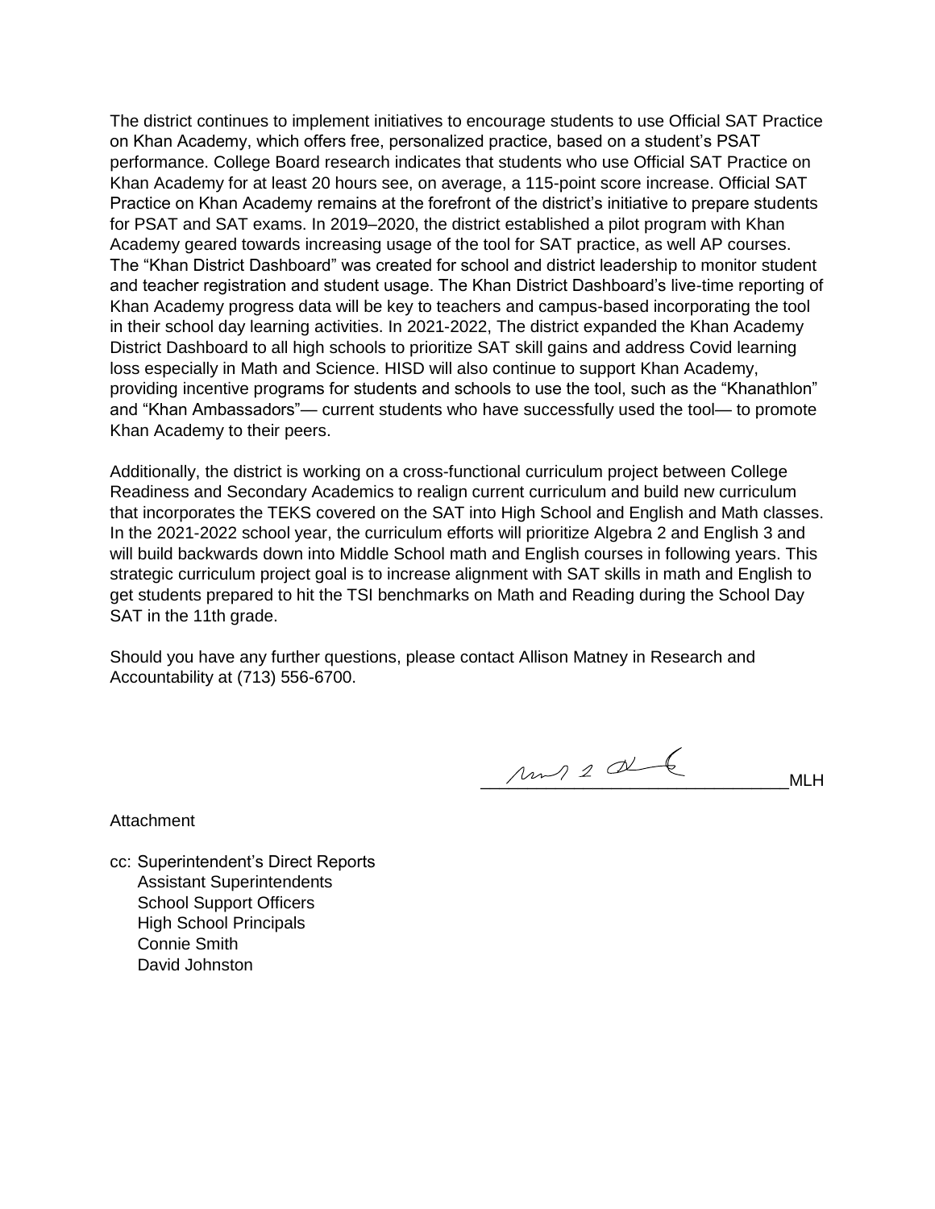The district continues to implement initiatives to encourage students to use Official SAT Practice on Khan Academy, which offers free, personalized practice, based on a student's PSAT performance. College Board research indicates that students who use Official SAT Practice on Khan Academy for at least 20 hours see, on average, a 115-point score increase. Official SAT Practice on Khan Academy remains at the forefront of the district's initiative to prepare students for PSAT and SAT exams. In 2019–2020, the district established a pilot program with Khan Academy geared towards increasing usage of the tool for SAT practice, as well AP courses. The "Khan District Dashboard" was created for school and district leadership to monitor student and teacher registration and student usage. The Khan District Dashboard's live-time reporting of Khan Academy progress data will be key to teachers and campus-based incorporating the tool in their school day learning activities. In 2021-2022, The district expanded the Khan Academy District Dashboard to all high schools to prioritize SAT skill gains and address Covid learning loss especially in Math and Science. HISD will also continue to support Khan Academy, providing incentive programs for students and schools to use the tool, such as the "Khanathlon" and "Khan Ambassadors"— current students who have successfully used the tool— to promote Khan Academy to their peers.

Additionally, the district is working on a cross-functional curriculum project between College Readiness and Secondary Academics to realign current curriculum and build new curriculum that incorporates the TEKS covered on the SAT into High School and English and Math classes. In the 2021-2022 school year, the curriculum efforts will prioritize Algebra 2 and English 3 and will build backwards down into Middle School math and English courses in following years. This strategic curriculum project goal is to increase alignment with SAT skills in math and English to get students prepared to hit the TSI benchmarks on Math and Reading during the School Day SAT in the 11th grade.

Should you have any further questions, please contact Allison Matney in Research and Accountability at (713) 556-6700.

_______________________________MLH

Attachment

cc: Superintendent's Direct Reports
Assistant Superintendents
School Support Officers
High School Principals
Connie Smith
David Johnston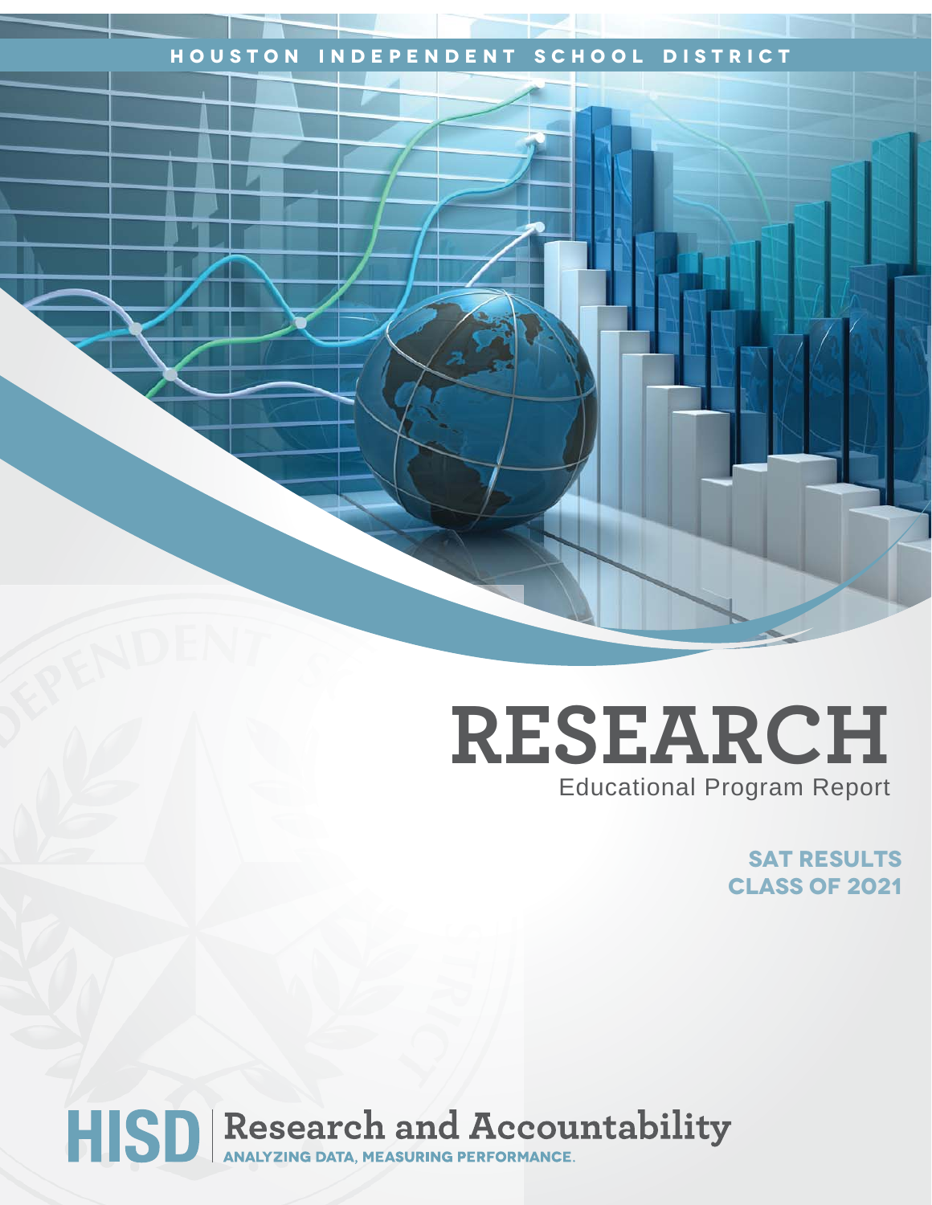HOUSTON INDEPENDENT SCHOOL DISTRICT

# RESEARCH

Educational Program Report

## SAT RESULTS CLASS OF 2021

HISD | Research and Accountability

ANALYZING DATA, MEASURING PERFORMANCE.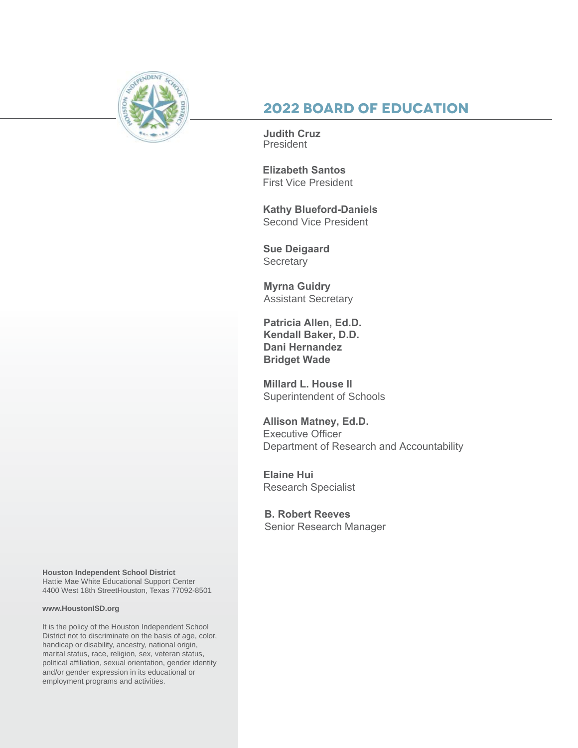# 2022 BOARD OF EDUCATION

**Judith Cruz**
President

**Elizabeth Santos**
First Vice President

**Kathy Blueford-Daniels**
Second Vice President

**Sue Deigaard**
Secretary

**Myrna Guidry**
Assistant Secretary

**Patricia Allen, Ed.D.**
**Kendall Baker, D.D.**
**Dani Hernandez**
**Bridget Wade**

**Millard L. House II**
Superintendent of Schools

**Allison Matney, Ed.D.**
Executive Officer
Department of Research and Accountability

**Elaine Hui**
Research Specialist

**B. Robert Reeves**
Senior Research Manager

**Houston Independent School District**
Hattie Mae White Educational Support Center
4400 West 18th StreetHouston, Texas 77092-8501

**www.HoustonISD.org**

It is the policy of the Houston Independent School District not to discriminate on the basis of age, color, handicap or disability, ancestry, national origin, marital status, race, religion, sex, veteran status, political affiliation, sexual orientation, gender identity and/or gender expression in its educational or employment programs and activities.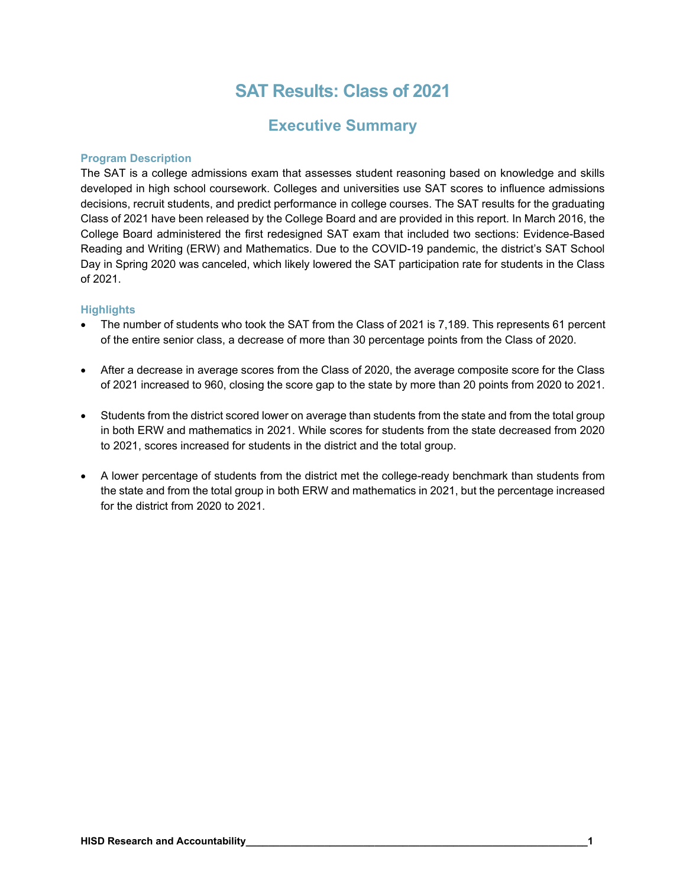# SAT Results: Class of 2021

## Executive Summary

### Program Description

The SAT is a college admissions exam that assesses student reasoning based on knowledge and skills developed in high school coursework. Colleges and universities use SAT scores to influence admissions decisions, recruit students, and predict performance in college courses. The SAT results for the graduating Class of 2021 have been released by the College Board and are provided in this report. In March 2016, the College Board administered the first redesigned SAT exam that included two sections: Evidence-Based Reading and Writing (ERW) and Mathematics. Due to the COVID-19 pandemic, the district's SAT School Day in Spring 2020 was canceled, which likely lowered the SAT participation rate for students in the Class of 2021.

### Highlights

- The number of students who took the SAT from the Class of 2021 is 7,189. This represents 61 percent of the entire senior class, a decrease of more than 30 percentage points from the Class of 2020.

- After a decrease in average scores from the Class of 2020, the average composite score for the Class of 2021 increased to 960, closing the score gap to the state by more than 20 points from 2020 to 2021.

- Students from the district scored lower on average than students from the state and from the total group in both ERW and mathematics in 2021. While scores for students from the state decreased from 2020 to 2021, scores increased for students in the district and the total group.

- A lower percentage of students from the district met the college-ready benchmark than students from the state and from the total group in both ERW and mathematics in 2021, but the percentage increased for the district from 2020 to 2021.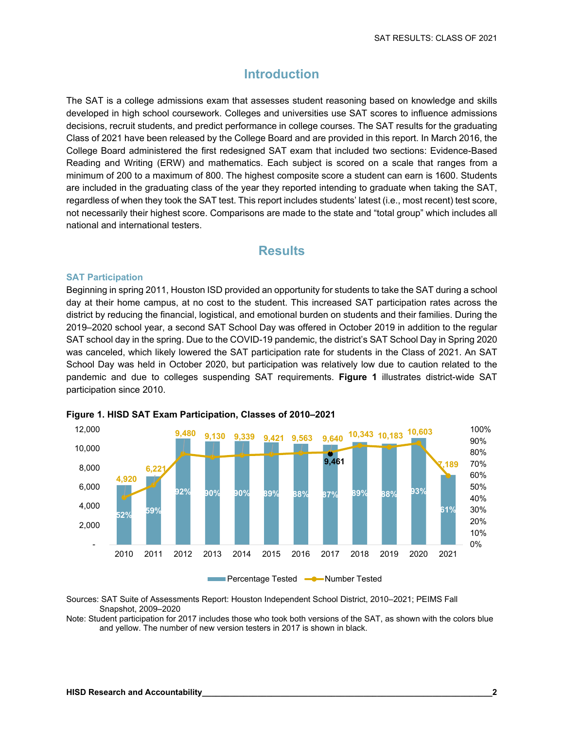# Introduction

The SAT is a college admissions exam that assesses student reasoning based on knowledge and skills developed in high school coursework. Colleges and universities use SAT scores to influence admissions decisions, recruit students, and predict performance in college courses. The SAT results for the graduating Class of 2021 have been released by the College Board and are provided in this report. In March 2016, the College Board administered the first redesigned SAT exam that included two sections: Evidence-Based Reading and Writing (ERW) and mathematics. Each subject is scored on a scale that ranges from a minimum of 200 to a maximum of 800. The highest composite score a student can earn is 1600. Students are included in the graduating class of the year they reported intending to graduate when taking the SAT, regardless of when they took the SAT test. This report includes students' latest (i.e., most recent) test score, not necessarily their highest score. Comparisons are made to the state and "total group" which includes all national and international testers.

# Results

### SAT Participation

Beginning in spring 2011, Houston ISD provided an opportunity for students to take the SAT during a school day at their home campus, at no cost to the student. This increased SAT participation rates across the district by reducing the financial, logistical, and emotional burden on students and their families. During the 2019–2020 school year, a second SAT School Day was offered in October 2019 in addition to the regular SAT school day in the spring. Due to the COVID-19 pandemic, the district's SAT School Day in Spring 2020 was canceled, which likely lowered the SAT participation rate for students in the Class of 2021. An SAT School Day was held in October 2020, but participation was relatively low due to caution related to the pandemic and due to colleges suspending SAT requirements. **Figure 1** illustrates district-wide SAT participation since 2010.

**Figure 1. HISD SAT Exam Participation, Classes of 2010–2021**

| Class | Number Tested | Percentage Tested |
|---|---|---|
| 2010 | 4,920 | 52% |
| 2011 | 6,221 | 59% |
| 2012 | 9,480 | 92% |
| 2013 | 9,130 | 90% |
| 2014 | 9,339 | 90% |
| 2015 | 9,421 | 89% |
| 2016 | 9,563 | 88% |
| 2017 | 9,640 (9,461 new version) | 87% |
| 2018 | 10,343 | 89% |
| 2019 | 10,183 | 88% |
| 2020 | 10,603 | 93% |
| 2021 | 7,189 | 61% |

Sources: SAT Suite of Assessments Report: Houston Independent School District, 2010–2021; PEIMS Fall Snapshot, 2009–2020

Note: Student participation for 2017 includes those who took both versions of the SAT, as shown with the colors blue and yellow. The number of new version testers in 2017 is shown in black.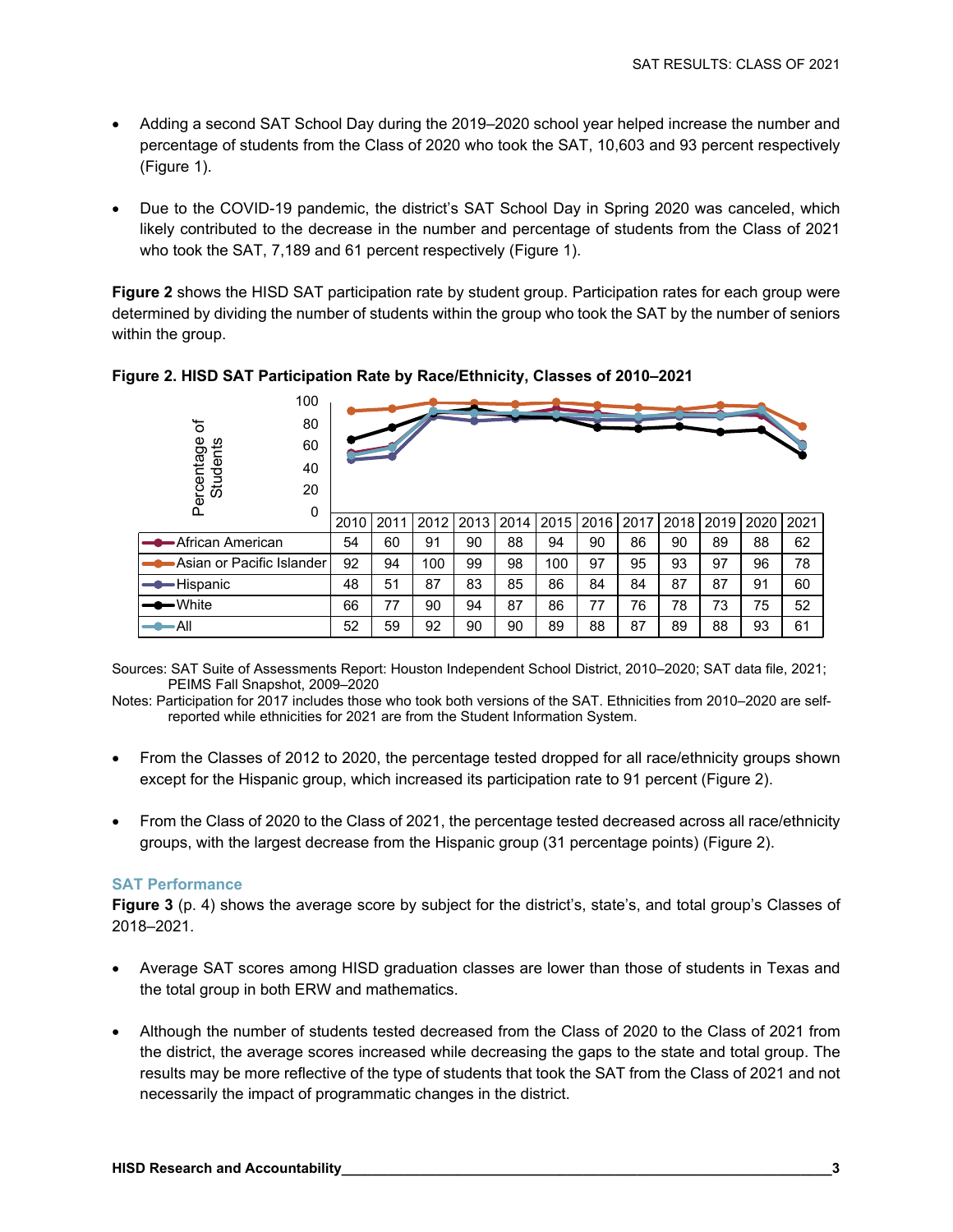- Adding a second SAT School Day during the 2019–2020 school year helped increase the number and percentage of students from the Class of 2020 who took the SAT, 10,603 and 93 percent respectively (Figure 1).

- Due to the COVID-19 pandemic, the district's SAT School Day in Spring 2020 was canceled, which likely contributed to the decrease in the number and percentage of students from the Class of 2021 who took the SAT, 7,189 and 61 percent respectively (Figure 1).

**Figure 2** shows the HISD SAT participation rate by student group. Participation rates for each group were determined by dividing the number of students within the group who took the SAT by the number of seniors within the group.

**Figure 2. HISD SAT Participation Rate by Race/Ethnicity, Classes of 2010–2021**

| | 2010 | 2011 | 2012 | 2013 | 2014 | 2015 | 2016 | 2017 | 2018 | 2019 | 2020 | 2021 |
|---|---|---|---|---|---|---|---|---|---|---|---|---|
| African American | 54 | 60 | 91 | 90 | 88 | 94 | 90 | 86 | 90 | 89 | 88 | 62 |
| Asian or Pacific Islander | 92 | 94 | 100 | 99 | 98 | 100 | 97 | 95 | 93 | 97 | 96 | 78 |
| Hispanic | 48 | 51 | 87 | 83 | 85 | 86 | 84 | 84 | 87 | 87 | 91 | 60 |
| White | 66 | 77 | 90 | 94 | 87 | 86 | 77 | 76 | 78 | 73 | 75 | 52 |
| All | 52 | 59 | 92 | 90 | 90 | 89 | 88 | 87 | 89 | 88 | 93 | 61 |

Sources: SAT Suite of Assessments Report: Houston Independent School District, 2010–2020; SAT data file, 2021; PEIMS Fall Snapshot, 2009–2020

Notes: Participation for 2017 includes those who took both versions of the SAT. Ethnicities from 2010–2020 are self-reported while ethnicities for 2021 are from the Student Information System.

- From the Classes of 2012 to 2020, the percentage tested dropped for all race/ethnicity groups shown except for the Hispanic group, which increased its participation rate to 91 percent (Figure 2).

- From the Class of 2020 to the Class of 2021, the percentage tested decreased across all race/ethnicity groups, with the largest decrease from the Hispanic group (31 percentage points) (Figure 2).

## SAT Performance

**Figure 3** (p. 4) shows the average score by subject for the district's, state's, and total group's Classes of 2018–2021.

- Average SAT scores among HISD graduation classes are lower than those of students in Texas and the total group in both ERW and mathematics.

- Although the number of students tested decreased from the Class of 2020 to the Class of 2021 from the district, the average scores increased while decreasing the gaps to the state and total group. The results may be more reflective of the type of students that took the SAT from the Class of 2021 and not necessarily the impact of programmatic changes in the district.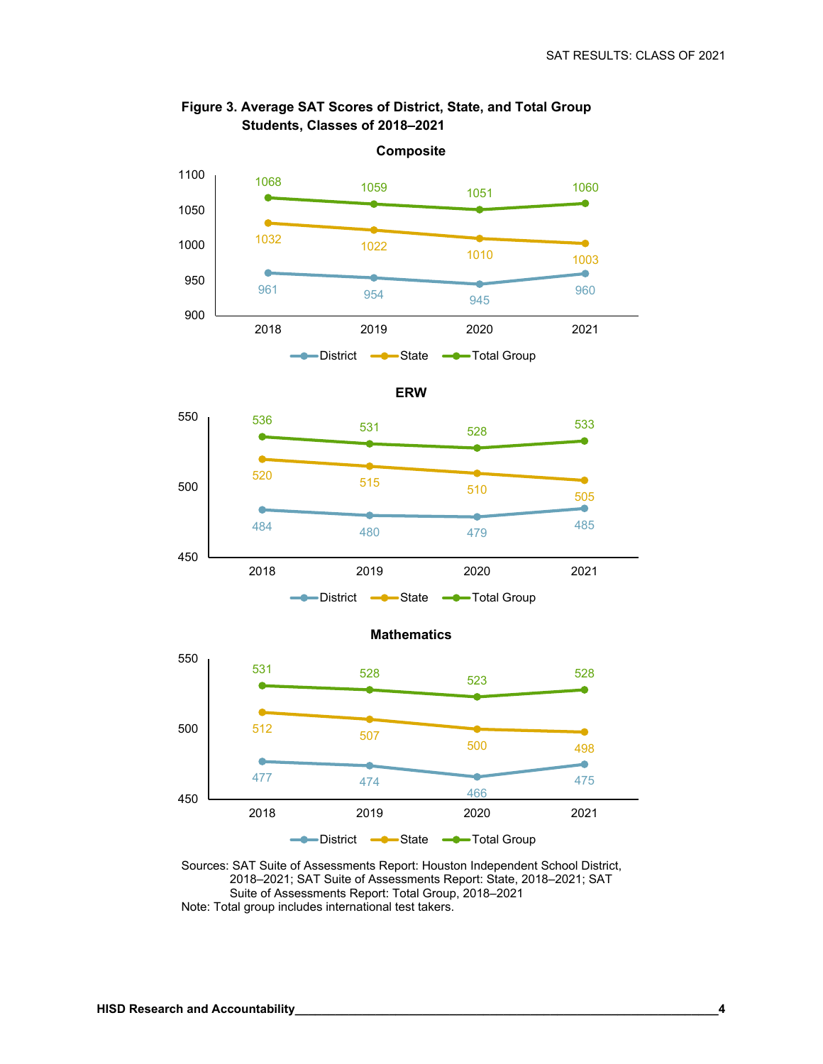**Figure 3. Average SAT Scores of District, State, and Total Group Students, Classes of 2018–2021**

**Composite**

| | 2018 | 2019 | 2020 | 2021 |
|---|---|---|---|---|
| District | 961 | 954 | 945 | 960 |
| State | 1032 | 1022 | 1010 | 1003 |
| Total Group | 1068 | 1059 | 1051 | 1060 |

**ERW**

| | 2018 | 2019 | 2020 | 2021 |
|---|---|---|---|---|
| District | 484 | 480 | 479 | 485 |
| State | 520 | 515 | 510 | 505 |
| Total Group | 536 | 531 | 528 | 533 |

**Mathematics**

| | 2018 | 2019 | 2020 | 2021 |
|---|---|---|---|---|
| District | 477 | 474 | 466 | 475 |
| State | 512 | 507 | 500 | 498 |
| Total Group | 531 | 528 | 523 | 528 |

Sources: SAT Suite of Assessments Report: Houston Independent School District, 2018–2021; SAT Suite of Assessments Report: State, 2018–2021; SAT Suite of Assessments Report: Total Group, 2018–2021

Note: Total group includes international test takers.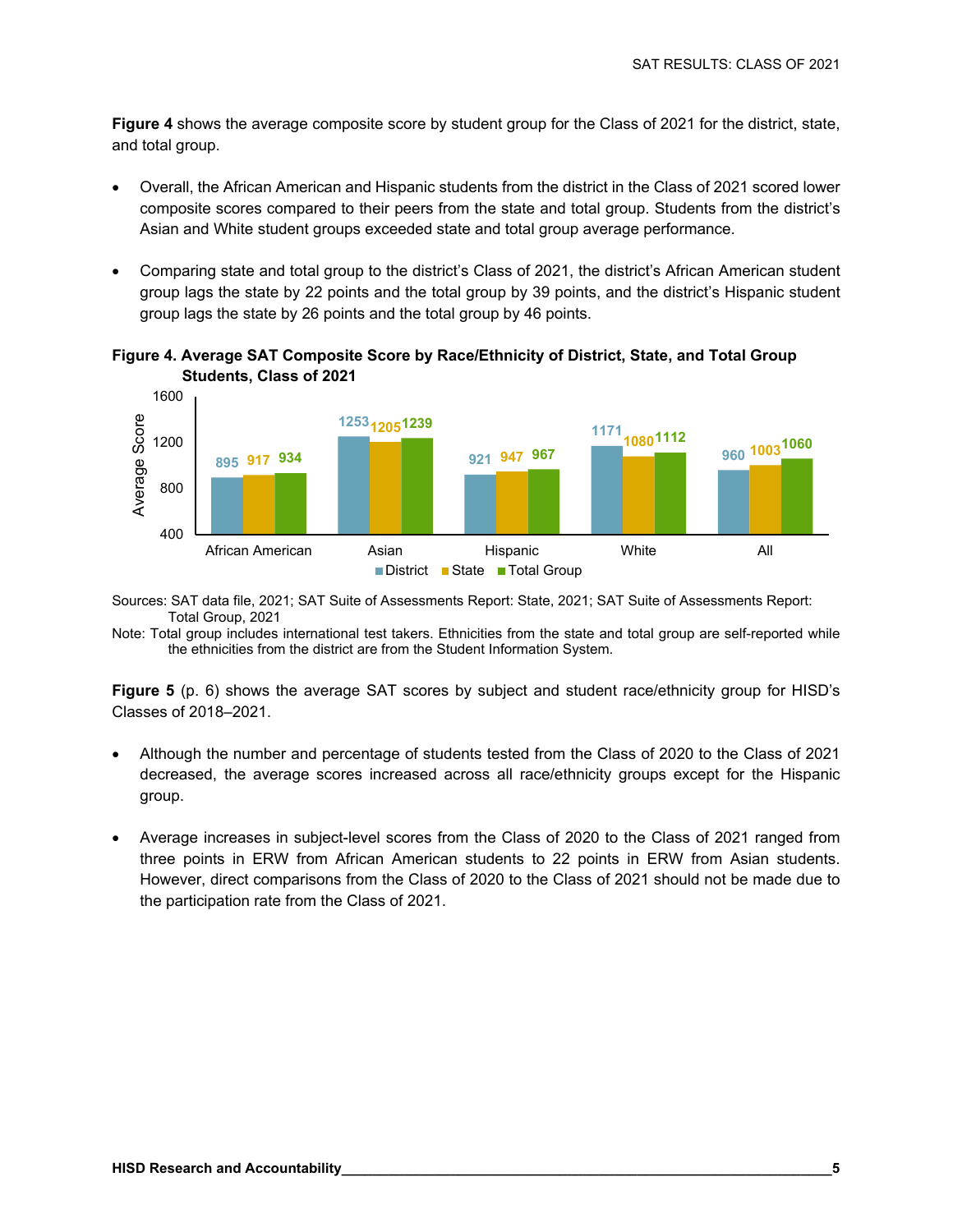**Figure 4** shows the average composite score by student group for the Class of 2021 for the district, state, and total group.

- Overall, the African American and Hispanic students from the district in the Class of 2021 scored lower composite scores compared to their peers from the state and total group. Students from the district's Asian and White student groups exceeded state and total group average performance.
- Comparing state and total group to the district's Class of 2021, the district's African American student group lags the state by 22 points and the total group by 39 points, and the district's Hispanic student group lags the state by 26 points and the total group by 46 points.

**Figure 4. Average SAT Composite Score by Race/Ethnicity of District, State, and Total Group Students, Class of 2021**

| | African American | Asian | Hispanic | White | All |
|---|---|---|---|---|---|
| District | 895 | 1253 | 921 | 1171 | 960 |
| State | 917 | 1205 | 947 | 1080 | 1003 |
| Total Group | 934 | 1239 | 967 | 1112 | 1060 |

Sources: SAT data file, 2021; SAT Suite of Assessments Report: State, 2021; SAT Suite of Assessments Report: Total Group, 2021

Note: Total group includes international test takers. Ethnicities from the state and total group are self-reported while the ethnicities from the district are from the Student Information System.

**Figure 5** (p. 6) shows the average SAT scores by subject and student race/ethnicity group for HISD's Classes of 2018–2021.

- Although the number and percentage of students tested from the Class of 2020 to the Class of 2021 decreased, the average scores increased across all race/ethnicity groups except for the Hispanic group.
- Average increases in subject-level scores from the Class of 2020 to the Class of 2021 ranged from three points in ERW from African American students to 22 points in ERW from Asian students. However, direct comparisons from the Class of 2020 to the Class of 2021 should not be made due to the participation rate from the Class of 2021.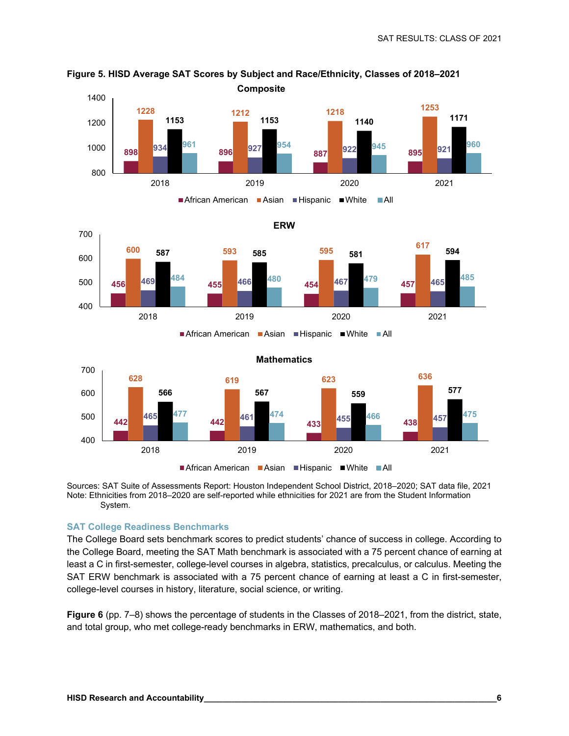**Figure 5. HISD Average SAT Scores by Subject and Race/Ethnicity, Classes of 2018–2021**

**Composite**

| | 2018 | 2019 | 2020 | 2021 |
|---|---|---|---|---|
| African American | 898 | 896 | 887 | 895 |
| Asian | 1228 | 1212 | 1218 | 1253 |
| Hispanic | 934 | 927 | 922 | 921 |
| White | 1153 | 1153 | 1140 | 1171 |
| All | 961 | 954 | 945 | 960 |

**ERW**

| | 2018 | 2019 | 2020 | 2021 |
|---|---|---|---|---|
| African American | 456 | 455 | 454 | 457 |
| Asian | 600 | 593 | 595 | 617 |
| Hispanic | 469 | 466 | 467 | 465 |
| White | 587 | 585 | 581 | 594 |
| All | 484 | 480 | 479 | 485 |

**Mathematics**

| | 2018 | 2019 | 2020 | 2021 |
|---|---|---|---|---|
| African American | 442 | 442 | 433 | 438 |
| Asian | 628 | 619 | 623 | 636 |
| Hispanic | 465 | 461 | 455 | 457 |
| White | 566 | 567 | 559 | 577 |
| All | 477 | 474 | 466 | 475 |

Sources: SAT Suite of Assessments Report: Houston Independent School District, 2018–2020; SAT data file, 2021
Note: Ethnicities from 2018–2020 are self-reported while ethnicities for 2021 are from the Student Information System.

## SAT College Readiness Benchmarks

The College Board sets benchmark scores to predict students' chance of success in college. According to the College Board, meeting the SAT Math benchmark is associated with a 75 percent chance of earning at least a C in first-semester, college-level courses in algebra, statistics, precalculus, or calculus. Meeting the SAT ERW benchmark is associated with a 75 percent chance of earning at least a C in first-semester, college-level courses in history, literature, social science, or writing.

**Figure 6** (pp. 7–8) shows the percentage of students in the Classes of 2018–2021, from the district, state, and total group, who met college-ready benchmarks in ERW, mathematics, and both.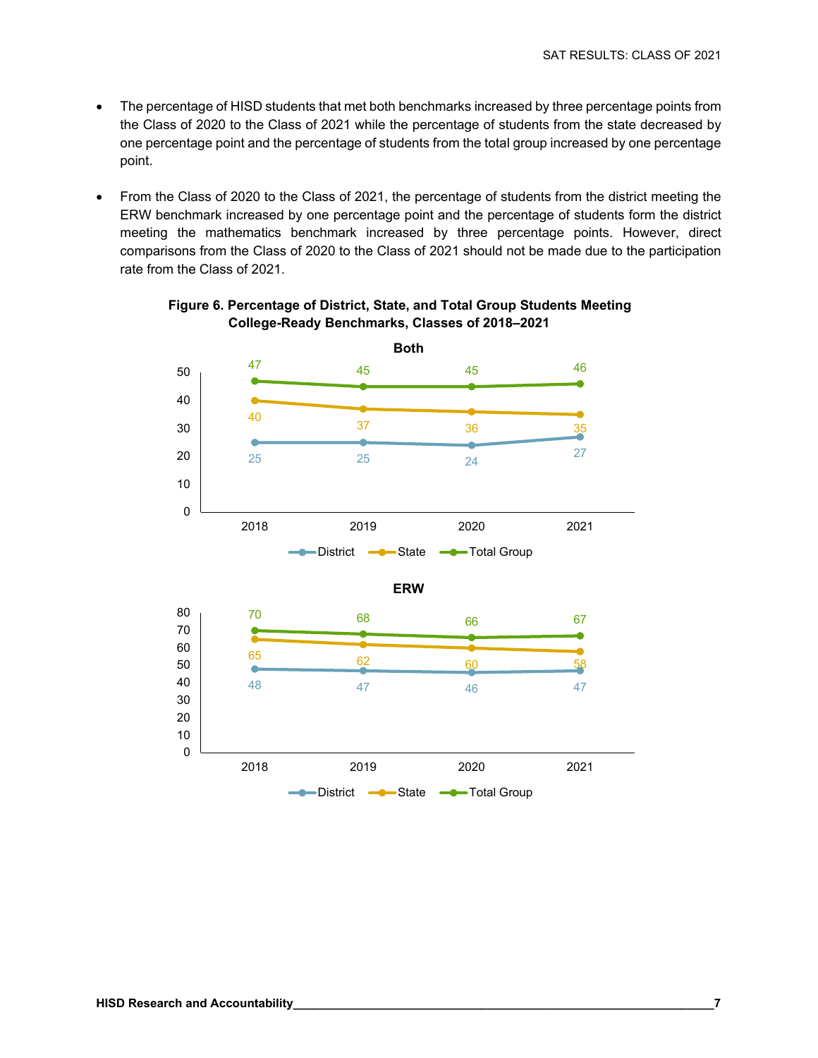- The percentage of HISD students that met both benchmarks increased by three percentage points from the Class of 2020 to the Class of 2021 while the percentage of students from the state decreased by one percentage point and the percentage of students from the total group increased by one percentage point.
- From the Class of 2020 to the Class of 2021, the percentage of students from the district meeting the ERW benchmark increased by one percentage point and the percentage of students form the district meeting the mathematics benchmark increased by three percentage points. However, direct comparisons from the Class of 2020 to the Class of 2021 should not be made due to the participation rate from the Class of 2021.

**Figure 6. Percentage of District, State, and Total Group Students Meeting College-Ready Benchmarks, Classes of 2018–2021**

**Both**

| | 2018 | 2019 | 2020 | 2021 |
|---|---|---|---|---|
| District | 25 | 25 | 24 | 27 |
| State | 40 | 37 | 36 | 35 |
| Total Group | 47 | 45 | 45 | 46 |

**ERW**

| | 2018 | 2019 | 2020 | 2021 |
|---|---|---|---|---|
| District | 48 | 47 | 46 | 47 |
| State | 65 | 62 | 60 | 58 |
| Total Group | 70 | 68 | 66 | 67 |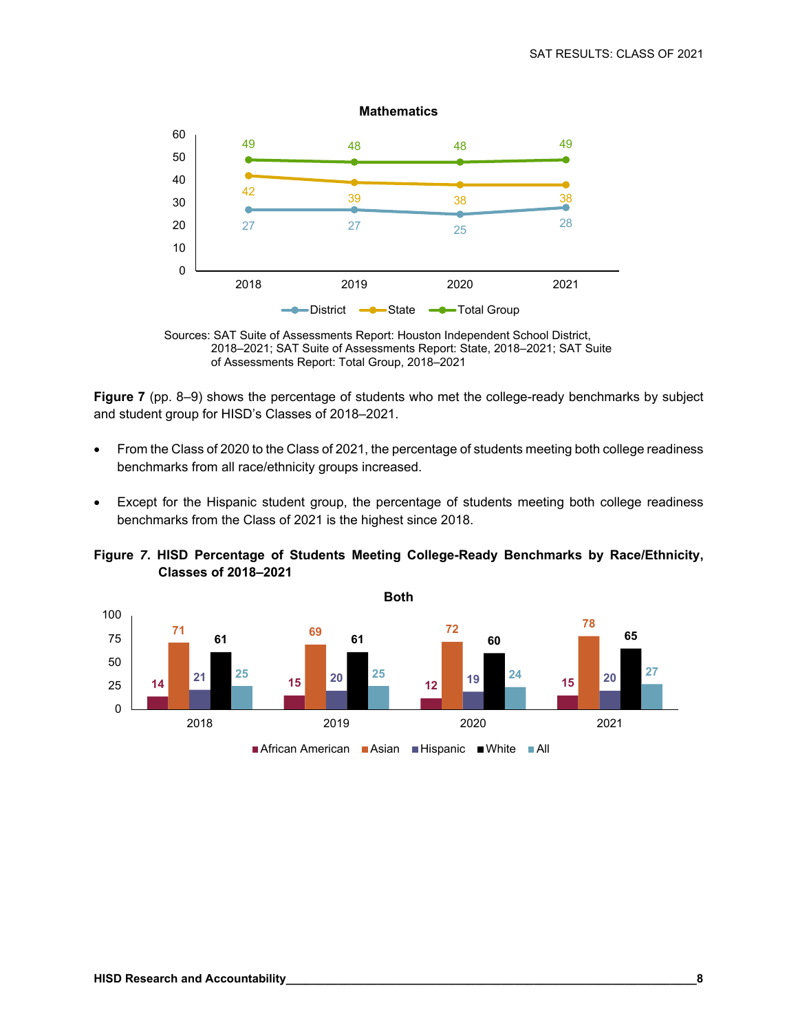**Mathematics**

| | 2018 | 2019 | 2020 | 2021 |
|---|---|---|---|---|
| District | 27 | 27 | 25 | 28 |
| State | 42 | 39 | 38 | 38 |
| Total Group | 49 | 48 | 48 | 49 |

Sources: SAT Suite of Assessments Report: Houston Independent School District, 2018–2021; SAT Suite of Assessments Report: State, 2018–2021; SAT Suite of Assessments Report: Total Group, 2018–2021

**Figure 7** (pp. 8–9) shows the percentage of students who met the college-ready benchmarks by subject and student group for HISD's Classes of 2018–2021.

- From the Class of 2020 to the Class of 2021, the percentage of students meeting both college readiness benchmarks from all race/ethnicity groups increased.
- Except for the Hispanic student group, the percentage of students meeting both college readiness benchmarks from the Class of 2021 is the highest since 2018.

**Figure 7. HISD Percentage of Students Meeting College-Ready Benchmarks by Race/Ethnicity, Classes of 2018–2021**

**Both**

| | 2018 | 2019 | 2020 | 2021 |
|---|---|---|---|---|
| African American | 14 | 15 | 12 | 15 |
| Asian | 71 | 69 | 72 | 78 |
| Hispanic | 21 | 20 | 19 | 20 |
| White | 61 | 61 | 60 | 65 |
| All | 25 | 25 | 24 | 27 |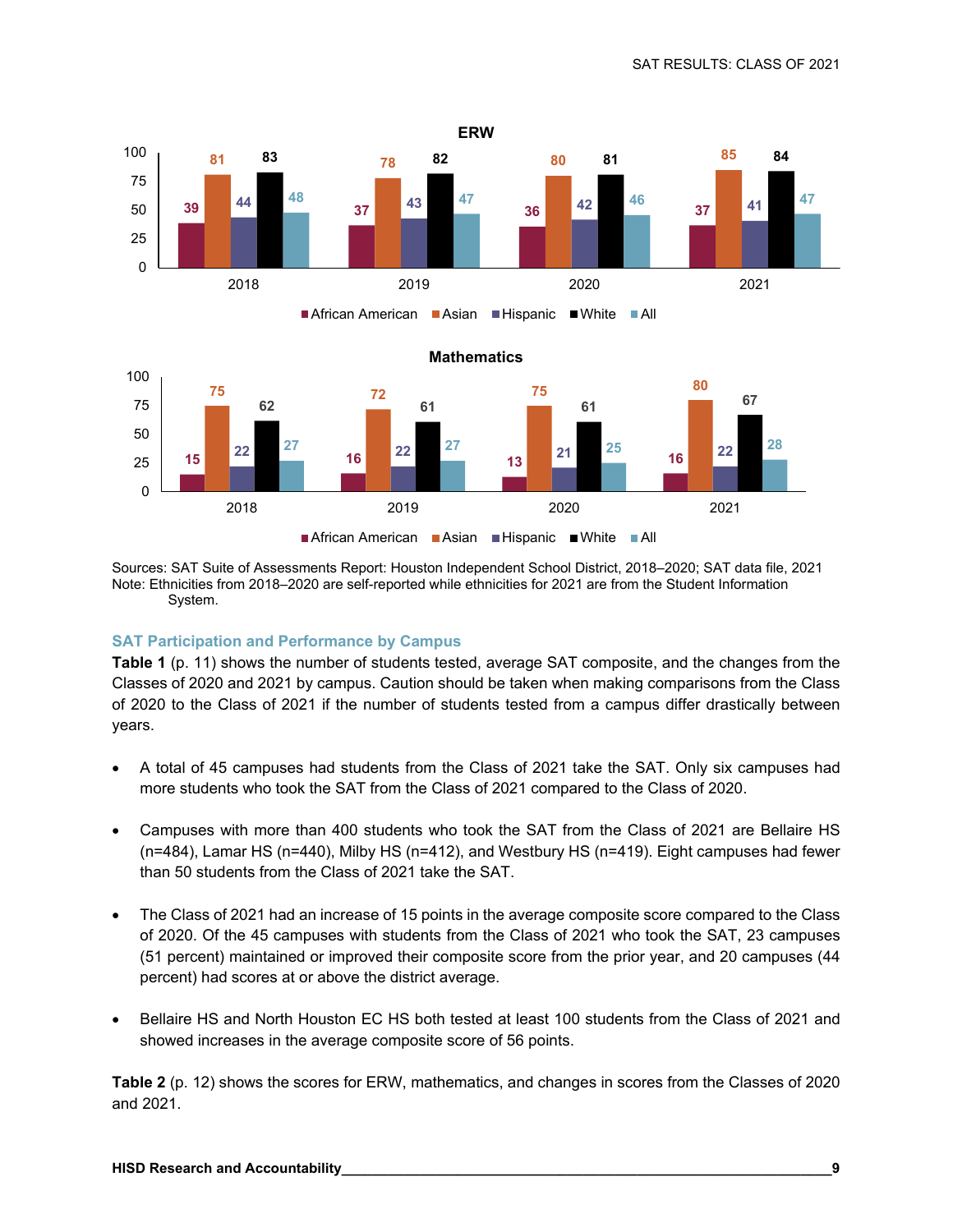**ERW**

| | African American | Asian | Hispanic | White | All |
|---|---|---|---|---|---|
| 2018 | 39 | 81 | 44 | 83 | 48 |
| 2019 | 37 | 78 | 43 | 82 | 47 |
| 2020 | 36 | 80 | 42 | 81 | 46 |
| 2021 | 37 | 85 | 41 | 84 | 47 |

**Mathematics**

| | African American | Asian | Hispanic | White | All |
|---|---|---|---|---|---|
| 2018 | 15 | 75 | 22 | 62 | 27 |
| 2019 | 16 | 72 | 22 | 61 | 27 |
| 2020 | 13 | 75 | 21 | 61 | 25 |
| 2021 | 16 | 80 | 22 | 67 | 28 |

Sources: SAT Suite of Assessments Report: Houston Independent School District, 2018–2020; SAT data file, 2021
Note: Ethnicities from 2018–2020 are self-reported while ethnicities for 2021 are from the Student Information System.

## SAT Participation and Performance by Campus

**Table 1** (p. 11) shows the number of students tested, average SAT composite, and the changes from the Classes of 2020 and 2021 by campus. Caution should be taken when making comparisons from the Class of 2020 to the Class of 2021 if the number of students tested from a campus differ drastically between years.

- A total of 45 campuses had students from the Class of 2021 take the SAT. Only six campuses had more students who took the SAT from the Class of 2021 compared to the Class of 2020.
- Campuses with more than 400 students who took the SAT from the Class of 2021 are Bellaire HS (n=484), Lamar HS (n=440), Milby HS (n=412), and Westbury HS (n=419). Eight campuses had fewer than 50 students from the Class of 2021 take the SAT.
- The Class of 2021 had an increase of 15 points in the average composite score compared to the Class of 2020. Of the 45 campuses with students from the Class of 2021 who took the SAT, 23 campuses (51 percent) maintained or improved their composite score from the prior year, and 20 campuses (44 percent) had scores at or above the district average.
- Bellaire HS and North Houston EC HS both tested at least 100 students from the Class of 2021 and showed increases in the average composite score of 56 points.

**Table 2** (p. 12) shows the scores for ERW, mathematics, and changes in scores from the Classes of 2020 and 2021.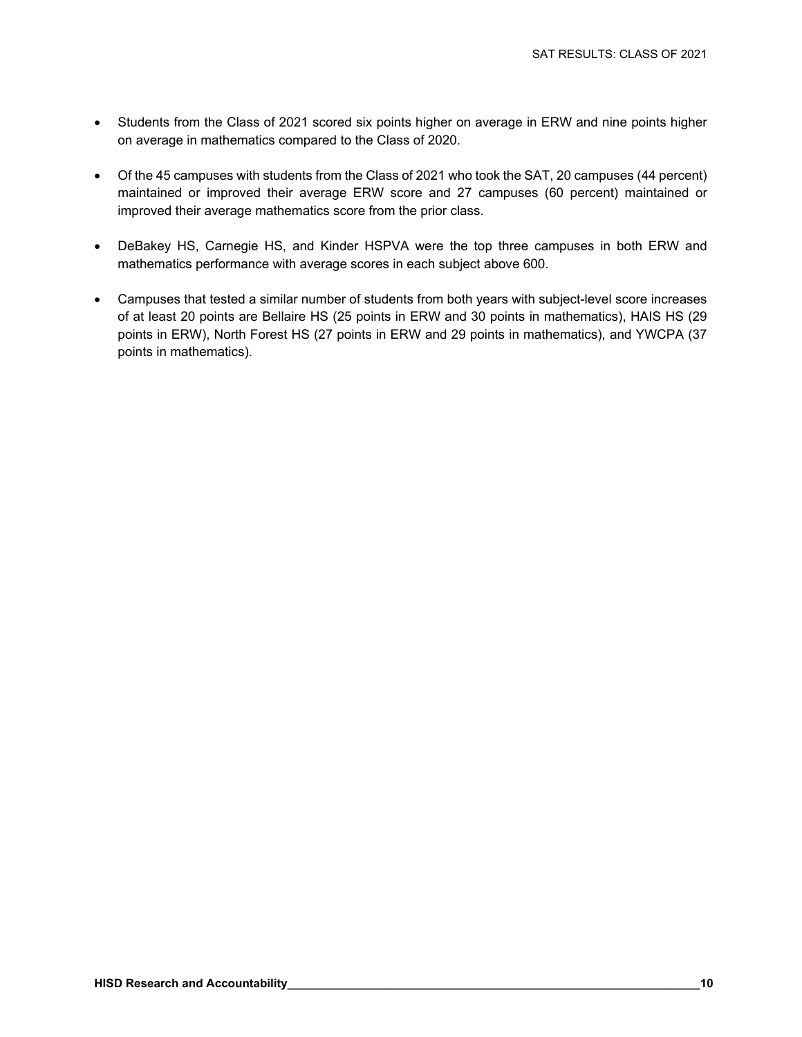- Students from the Class of 2021 scored six points higher on average in ERW and nine points higher on average in mathematics compared to the Class of 2020.

- Of the 45 campuses with students from the Class of 2021 who took the SAT, 20 campuses (44 percent) maintained or improved their average ERW score and 27 campuses (60 percent) maintained or improved their average mathematics score from the prior class.

- DeBakey HS, Carnegie HS, and Kinder HSPVA were the top three campuses in both ERW and mathematics performance with average scores in each subject above 600.

- Campuses that tested a similar number of students from both years with subject-level score increases of at least 20 points are Bellaire HS (25 points in ERW and 30 points in mathematics), HAIS HS (29 points in ERW), North Forest HS (27 points in ERW and 29 points in mathematics), and YWCPA (37 points in mathematics).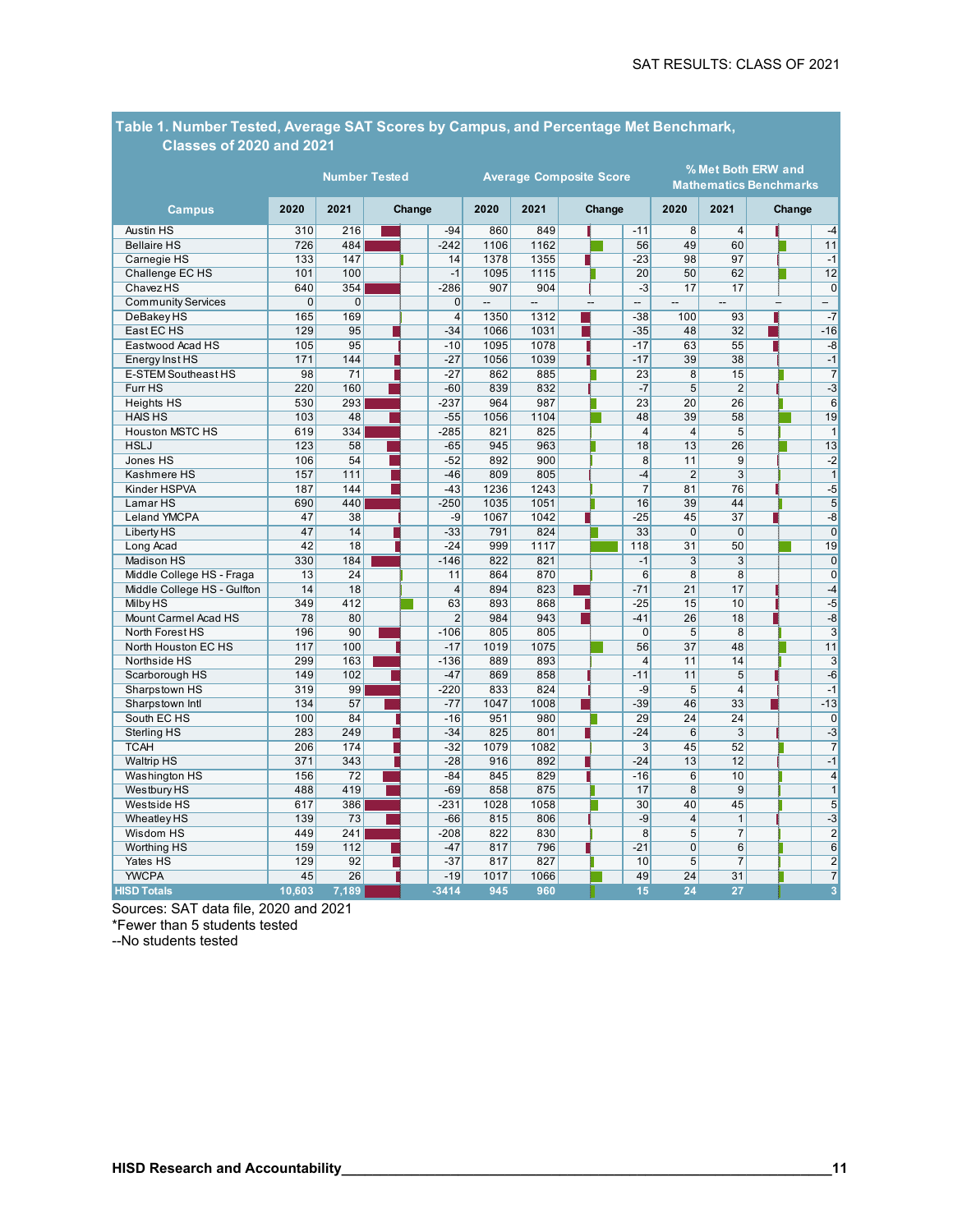## Table 1. Number Tested, Average SAT Scores by Campus, and Percentage Met Benchmark, Classes of 2020 and 2021

| Campus | Number Tested | | | Average Composite Score | | | % Met Both ERW and Mathematics Benchmarks | | |
|---|---|---|---|---|---|---|---|---|---|
| | 2020 | 2021 | Change | 2020 | 2021 | Change | 2020 | 2021 | Change |
| Austin HS | 310 | 216 | -94 | 860 | 849 | -11 | 8 | 4 | -4 |
| Bellaire HS | 726 | 484 | -242 | 1106 | 1162 | 56 | 49 | 60 | 11 |
| Carnegie HS | 133 | 147 | 14 | 1378 | 1355 | -23 | 98 | 97 | -1 |
| Challenge EC HS | 101 | 100 | -1 | 1095 | 1115 | 20 | 50 | 62 | 12 |
| Chavez HS | 640 | 354 | -286 | 907 | 904 | -3 | 17 | 17 | 0 |
| Community Services | 0 | 0 | 0 | -- | -- | -- | -- | -- | -- |
| DeBakey HS | 165 | 169 | 4 | 1350 | 1312 | -38 | 100 | 93 | -7 |
| East EC HS | 129 | 95 | -34 | 1066 | 1031 | -35 | 48 | 32 | -16 |
| Eastwood Acad HS | 105 | 95 | -10 | 1095 | 1078 | -17 | 63 | 55 | -8 |
| Energy Inst HS | 171 | 144 | -27 | 1056 | 1039 | -17 | 39 | 38 | -1 |
| E-STEM Southeast HS | 98 | 71 | -27 | 862 | 885 | 23 | 8 | 15 | 7 |
| Furr HS | 220 | 160 | -60 | 839 | 832 | -7 | 5 | 2 | -3 |
| Heights HS | 530 | 293 | -237 | 964 | 987 | 23 | 20 | 26 | 6 |
| HAIS HS | 103 | 48 | -55 | 1056 | 1104 | 48 | 39 | 58 | 19 |
| Houston MSTC HS | 619 | 334 | -285 | 821 | 825 | 4 | 4 | 5 | 1 |
| HSLJ | 123 | 58 | -65 | 945 | 963 | 18 | 13 | 26 | 13 |
| Jones HS | 106 | 54 | -52 | 892 | 900 | 8 | 11 | 9 | -2 |
| Kashmere HS | 157 | 111 | -46 | 809 | 805 | -4 | 2 | 3 | 1 |
| Kinder HSPVA | 187 | 144 | -43 | 1236 | 1243 | 7 | 81 | 76 | -5 |
| Lamar HS | 690 | 440 | -250 | 1035 | 1051 | 16 | 39 | 44 | 5 |
| Leland YMCPA | 47 | 38 | -9 | 1067 | 1042 | -25 | 45 | 37 | -8 |
| Liberty HS | 47 | 14 | -33 | 791 | 824 | 33 | 0 | 0 | 0 |
| Long Acad | 42 | 18 | -24 | 999 | 1117 | 118 | 31 | 50 | 19 |
| Madison HS | 330 | 184 | -146 | 822 | 821 | -1 | 3 | 3 | 0 |
| Middle College HS - Fraga | 13 | 24 | 11 | 864 | 870 | 6 | 8 | 8 | 0 |
| Middle College HS - Gulfton | 14 | 18 | 4 | 894 | 823 | -71 | 21 | 17 | -4 |
| Milby HS | 349 | 412 | 63 | 893 | 868 | -25 | 15 | 10 | -5 |
| Mount Carmel Acad HS | 78 | 80 | 2 | 984 | 943 | -41 | 26 | 18 | -8 |
| North Forest HS | 196 | 90 | -106 | 805 | 805 | 0 | 5 | 8 | 3 |
| North Houston EC HS | 117 | 100 | -17 | 1019 | 1075 | 56 | 37 | 48 | 11 |
| Northside HS | 299 | 163 | -136 | 889 | 893 | 4 | 11 | 14 | 3 |
| Scarborough HS | 149 | 102 | -47 | 869 | 858 | -11 | 11 | 5 | -6 |
| Sharpstown HS | 319 | 99 | -220 | 833 | 824 | -9 | 5 | 4 | -1 |
| Sharpstown Intl | 134 | 57 | -77 | 1047 | 1008 | -39 | 46 | 33 | -13 |
| South EC HS | 100 | 84 | -16 | 951 | 980 | 29 | 24 | 24 | 0 |
| Sterling HS | 283 | 249 | -34 | 825 | 801 | -24 | 6 | 3 | -3 |
| TCAH | 206 | 174 | -32 | 1079 | 1082 | 3 | 45 | 52 | 7 |
| Waltrip HS | 371 | 343 | -28 | 916 | 892 | -24 | 13 | 12 | -1 |
| Washington HS | 156 | 72 | -84 | 845 | 829 | -16 | 6 | 10 | 4 |
| Westbury HS | 488 | 419 | -69 | 858 | 875 | 17 | 8 | 9 | 1 |
| Westside HS | 617 | 386 | -231 | 1028 | 1058 | 30 | 40 | 45 | 5 |
| Wheatley HS | 139 | 73 | -66 | 815 | 806 | -9 | 4 | 1 | -3 |
| Wisdom HS | 449 | 241 | -208 | 822 | 830 | 8 | 5 | 7 | 2 |
| Worthing HS | 159 | 112 | -47 | 817 | 796 | -21 | 0 | 6 | 6 |
| Yates HS | 129 | 92 | -37 | 817 | 827 | 10 | 5 | 7 | 2 |
| YWCPA | 45 | 26 | -19 | 1017 | 1066 | 49 | 24 | 31 | 7 |
| **HISD Totals** | **10,603** | **7,189** | **-3414** | **945** | **960** | **15** | **24** | **27** | **3** |

Sources: SAT data file, 2020 and 2021
*Fewer than 5 students tested
--No students tested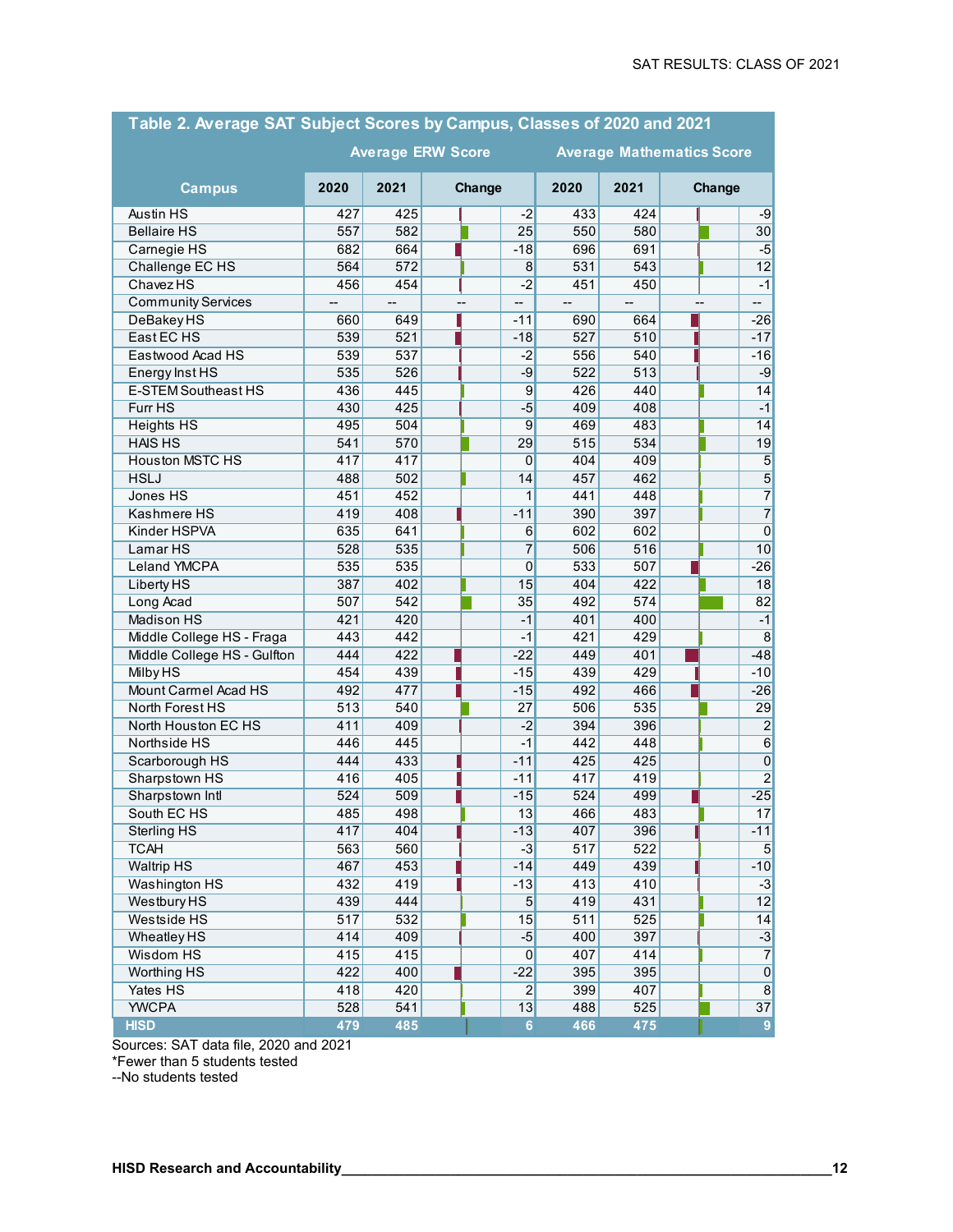## Table 2. Average SAT Subject Scores by Campus, Classes of 2020 and 2021

| Campus | Average ERW Score | | | Average Mathematics Score | | |
|---|---|---|---|---|---|---|
| | 2020 | 2021 | Change | 2020 | 2021 | Change |
| Austin HS | 427 | 425 | -2 | 433 | 424 | -9 |
| Bellaire HS | 557 | 582 | 25 | 550 | 580 | 30 |
| Carnegie HS | 682 | 664 | -18 | 696 | 691 | -5 |
| Challenge EC HS | 564 | 572 | 8 | 531 | 543 | 12 |
| Chavez HS | 456 | 454 | -2 | 451 | 450 | -1 |
| Community Services | -- | -- | -- | -- | -- | -- |
| DeBakey HS | 660 | 649 | -11 | 690 | 664 | -26 |
| East EC HS | 539 | 521 | -18 | 527 | 510 | -17 |
| Eastwood Acad HS | 539 | 537 | -2 | 556 | 540 | -16 |
| Energy Inst HS | 535 | 526 | -9 | 522 | 513 | -9 |
| E-STEM Southeast HS | 436 | 445 | 9 | 426 | 440 | 14 |
| Furr HS | 430 | 425 | -5 | 409 | 408 | -1 |
| Heights HS | 495 | 504 | 9 | 469 | 483 | 14 |
| HAIS HS | 541 | 570 | 29 | 515 | 534 | 19 |
| Houston MSTC HS | 417 | 417 | 0 | 404 | 409 | 5 |
| HSLJ | 488 | 502 | 14 | 457 | 462 | 5 |
| Jones HS | 451 | 452 | 1 | 441 | 448 | 7 |
| Kashmere HS | 419 | 408 | -11 | 390 | 397 | 7 |
| Kinder HSPVA | 635 | 641 | 6 | 602 | 602 | 0 |
| Lamar HS | 528 | 535 | 7 | 506 | 516 | 10 |
| Leland YMCPA | 535 | 535 | 0 | 533 | 507 | -26 |
| Liberty HS | 387 | 402 | 15 | 404 | 422 | 18 |
| Long Acad | 507 | 542 | 35 | 492 | 574 | 82 |
| Madison HS | 421 | 420 | -1 | 401 | 400 | -1 |
| Middle College HS - Fraga | 443 | 442 | -1 | 421 | 429 | 8 |
| Middle College HS - Gulfton | 444 | 422 | -22 | 449 | 401 | -48 |
| Milby HS | 454 | 439 | -15 | 439 | 429 | -10 |
| Mount Carmel Acad HS | 492 | 477 | -15 | 492 | 466 | -26 |
| North Forest HS | 513 | 540 | 27 | 506 | 535 | 29 |
| North Houston EC HS | 411 | 409 | -2 | 394 | 396 | 2 |
| Northside HS | 446 | 445 | -1 | 442 | 448 | 6 |
| Scarborough HS | 444 | 433 | -11 | 425 | 425 | 0 |
| Sharpstown HS | 416 | 405 | -11 | 417 | 419 | 2 |
| Sharpstown Intl | 524 | 509 | -15 | 524 | 499 | -25 |
| South EC HS | 485 | 498 | 13 | 466 | 483 | 17 |
| Sterling HS | 417 | 404 | -13 | 407 | 396 | -11 |
| TCAH | 563 | 560 | -3 | 517 | 522 | 5 |
| Waltrip HS | 467 | 453 | -14 | 449 | 439 | -10 |
| Washington HS | 432 | 419 | -13 | 413 | 410 | -3 |
| Westbury HS | 439 | 444 | 5 | 419 | 431 | 12 |
| Westside HS | 517 | 532 | 15 | 511 | 525 | 14 |
| Wheatley HS | 414 | 409 | -5 | 400 | 397 | -3 |
| Wisdom HS | 415 | 415 | 0 | 407 | 414 | 7 |
| Worthing HS | 422 | 400 | -22 | 395 | 395 | 0 |
| Yates HS | 418 | 420 | 2 | 399 | 407 | 8 |
| YWCPA | 528 | 541 | 13 | 488 | 525 | 37 |
| **HISD** | **479** | **485** | **6** | **466** | **475** | **9** |

Sources: SAT data file, 2020 and 2021
*Fewer than 5 students tested
--No students tested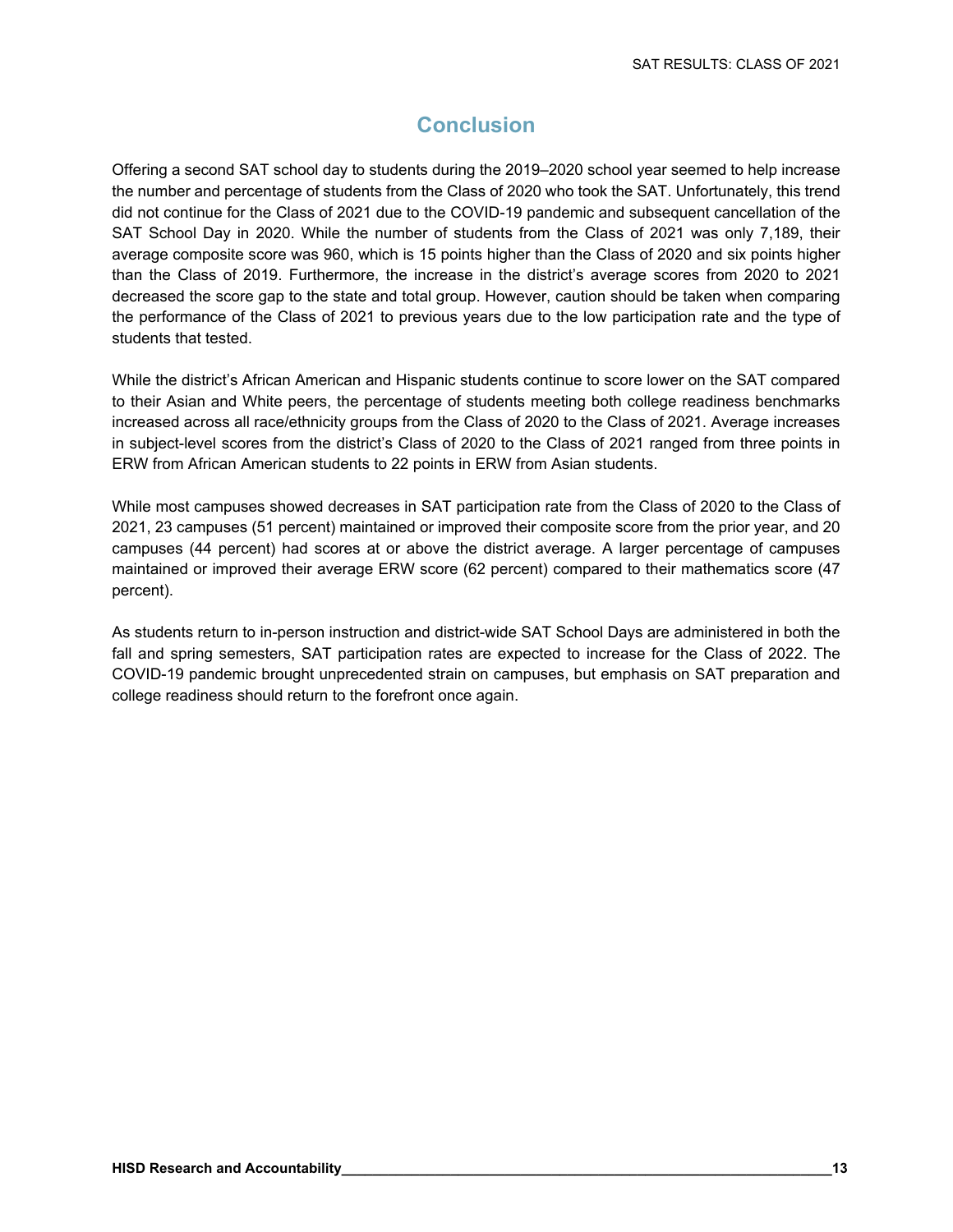## Conclusion

Offering a second SAT school day to students during the 2019–2020 school year seemed to help increase the number and percentage of students from the Class of 2020 who took the SAT. Unfortunately, this trend did not continue for the Class of 2021 due to the COVID-19 pandemic and subsequent cancellation of the SAT School Day in 2020. While the number of students from the Class of 2021 was only 7,189, their average composite score was 960, which is 15 points higher than the Class of 2020 and six points higher than the Class of 2019. Furthermore, the increase in the district's average scores from 2020 to 2021 decreased the score gap to the state and total group. However, caution should be taken when comparing the performance of the Class of 2021 to previous years due to the low participation rate and the type of students that tested.

While the district's African American and Hispanic students continue to score lower on the SAT compared to their Asian and White peers, the percentage of students meeting both college readiness benchmarks increased across all race/ethnicity groups from the Class of 2020 to the Class of 2021. Average increases in subject-level scores from the district's Class of 2020 to the Class of 2021 ranged from three points in ERW from African American students to 22 points in ERW from Asian students.

While most campuses showed decreases in SAT participation rate from the Class of 2020 to the Class of 2021, 23 campuses (51 percent) maintained or improved their composite score from the prior year, and 20 campuses (44 percent) had scores at or above the district average. A larger percentage of campuses maintained or improved their average ERW score (62 percent) compared to their mathematics score (47 percent).

As students return to in-person instruction and district-wide SAT School Days are administered in both the fall and spring semesters, SAT participation rates are expected to increase for the Class of 2022. The COVID-19 pandemic brought unprecedented strain on campuses, but emphasis on SAT preparation and college readiness should return to the forefront once again.